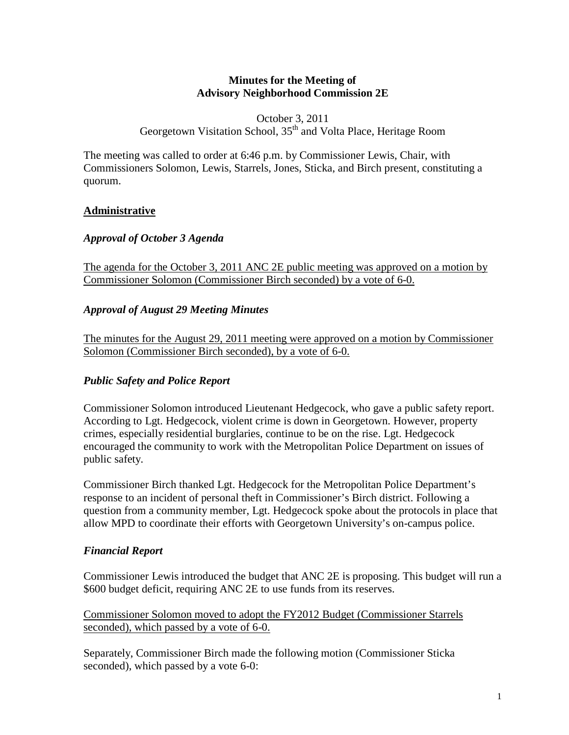**Minutes for the Meeting of**
**Advisory Neighborhood Commission 2E**

October 3, 2011
Georgetown Visitation School, 35th and Volta Place, Heritage Room

The meeting was called to order at 6:46 p.m. by Commissioner Lewis, Chair, with Commissioners Solomon, Lewis, Starrels, Jones, Sticka, and Birch present, constituting a quorum.

## Administrative

### *Approval of October 3 Agenda*

The agenda for the October 3, 2011 ANC 2E public meeting was approved on a motion by Commissioner Solomon (Commissioner Birch seconded) by a vote of 6-0.

### *Approval of August 29 Meeting Minutes*

The minutes for the August 29, 2011 meeting were approved on a motion by Commissioner Solomon (Commissioner Birch seconded), by a vote of 6-0.

### *Public Safety and Police Report*

Commissioner Solomon introduced Lieutenant Hedgecock, who gave a public safety report. According to Lgt. Hedgecock, violent crime is down in Georgetown. However, property crimes, especially residential burglaries, continue to be on the rise. Lgt. Hedgecock encouraged the community to work with the Metropolitan Police Department on issues of public safety.

Commissioner Birch thanked Lgt. Hedgecock for the Metropolitan Police Department's response to an incident of personal theft in Commissioner's Birch district. Following a question from a community member, Lgt. Hedgecock spoke about the protocols in place that allow MPD to coordinate their efforts with Georgetown University's on-campus police.

### *Financial Report*

Commissioner Lewis introduced the budget that ANC 2E is proposing. This budget will run a $600 budget deficit, requiring ANC 2E to use funds from its reserves.

Commissioner Solomon moved to adopt the FY2012 Budget (Commissioner Starrels seconded), which passed by a vote of 6-0.

Separately, Commissioner Birch made the following motion (Commissioner Sticka seconded), which passed by a vote 6-0: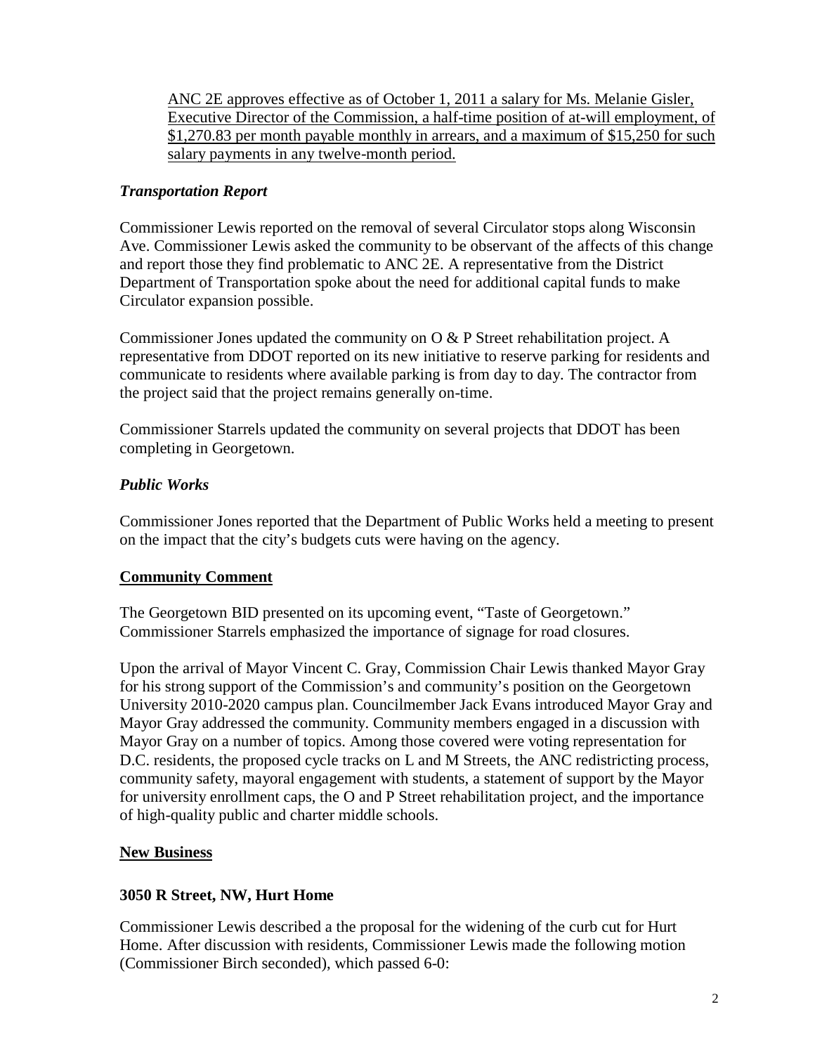<u>ANC 2E approves effective as of October 1, 2011 a salary for Ms. Melanie Gisler, Executive Director of the Commission, a half-time position of at-will employment, of $1,270.83 per month payable monthly in arrears, and a maximum of $15,250 for such salary payments in any twelve-month period.</u>

***Transportation Report***

Commissioner Lewis reported on the removal of several Circulator stops along Wisconsin Ave. Commissioner Lewis asked the community to be observant of the affects of this change and report those they find problematic to ANC 2E. A representative from the District Department of Transportation spoke about the need for additional capital funds to make Circulator expansion possible.

Commissioner Jones updated the community on O & P Street rehabilitation project. A representative from DDOT reported on its new initiative to reserve parking for residents and communicate to residents where available parking is from day to day. The contractor from the project said that the project remains generally on-time.

Commissioner Starrels updated the community on several projects that DDOT has been completing in Georgetown.

***Public Works***

Commissioner Jones reported that the Department of Public Works held a meeting to present on the impact that the city's budgets cuts were having on the agency.

## <u>Community Comment</u>

The Georgetown BID presented on its upcoming event, "Taste of Georgetown." Commissioner Starrels emphasized the importance of signage for road closures.

Upon the arrival of Mayor Vincent C. Gray, Commission Chair Lewis thanked Mayor Gray for his strong support of the Commission's and community's position on the Georgetown University 2010-2020 campus plan. Councilmember Jack Evans introduced Mayor Gray and Mayor Gray addressed the community. Community members engaged in a discussion with Mayor Gray on a number of topics. Among those covered were voting representation for D.C. residents, the proposed cycle tracks on L and M Streets, the ANC redistricting process, community safety, mayoral engagement with students, a statement of support by the Mayor for university enrollment caps, the O and P Street rehabilitation project, and the importance of high-quality public and charter middle schools.

## <u>New Business</u>

### 3050 R Street, NW, Hurt Home

Commissioner Lewis described a the proposal for the widening of the curb cut for Hurt Home. After discussion with residents, Commissioner Lewis made the following motion (Commissioner Birch seconded), which passed 6-0: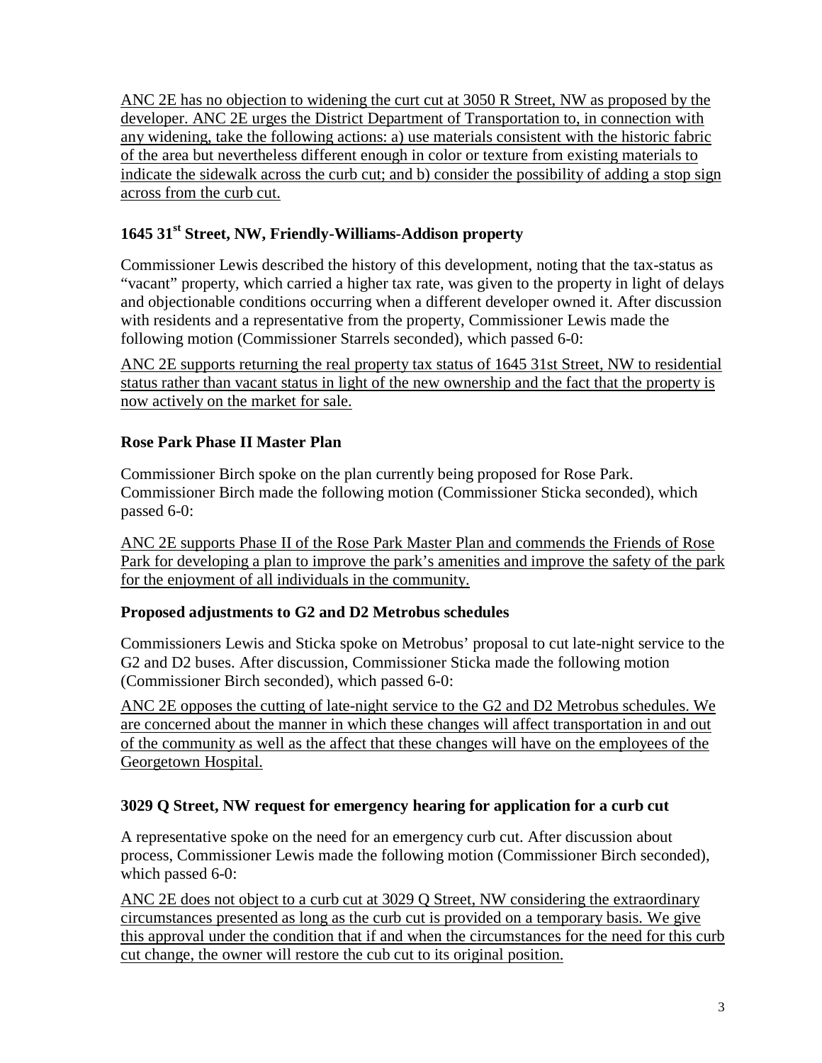ANC 2E has no objection to widening the curt cut at 3050 R Street, NW as proposed by the developer. ANC 2E urges the District Department of Transportation to, in connection with any widening, take the following actions: a) use materials consistent with the historic fabric of the area but nevertheless different enough in color or texture from existing materials to indicate the sidewalk across the curb cut; and b) consider the possibility of adding a stop sign across from the curb cut.

### 1645 31st Street, NW, Friendly-Williams-Addison property

Commissioner Lewis described the history of this development, noting that the tax-status as "vacant" property, which carried a higher tax rate, was given to the property in light of delays and objectionable conditions occurring when a different developer owned it. After discussion with residents and a representative from the property, Commissioner Lewis made the following motion (Commissioner Starrels seconded), which passed 6-0:

ANC 2E supports returning the real property tax status of 1645 31st Street, NW to residential status rather than vacant status in light of the new ownership and the fact that the property is now actively on the market for sale.

### Rose Park Phase II Master Plan

Commissioner Birch spoke on the plan currently being proposed for Rose Park. Commissioner Birch made the following motion (Commissioner Sticka seconded), which passed 6-0:

ANC 2E supports Phase II of the Rose Park Master Plan and commends the Friends of Rose Park for developing a plan to improve the park's amenities and improve the safety of the park for the enjoyment of all individuals in the community.

### Proposed adjustments to G2 and D2 Metrobus schedules

Commissioners Lewis and Sticka spoke on Metrobus' proposal to cut late-night service to the G2 and D2 buses. After discussion, Commissioner Sticka made the following motion (Commissioner Birch seconded), which passed 6-0:

ANC 2E opposes the cutting of late-night service to the G2 and D2 Metrobus schedules. We are concerned about the manner in which these changes will affect transportation in and out of the community as well as the affect that these changes will have on the employees of the Georgetown Hospital.

### 3029 Q Street, NW request for emergency hearing for application for a curb cut

A representative spoke on the need for an emergency curb cut. After discussion about process, Commissioner Lewis made the following motion (Commissioner Birch seconded), which passed 6-0:

ANC 2E does not object to a curb cut at 3029 Q Street, NW considering the extraordinary circumstances presented as long as the curb cut is provided on a temporary basis. We give this approval under the condition that if and when the circumstances for the need for this curb cut change, the owner will restore the cub cut to its original position.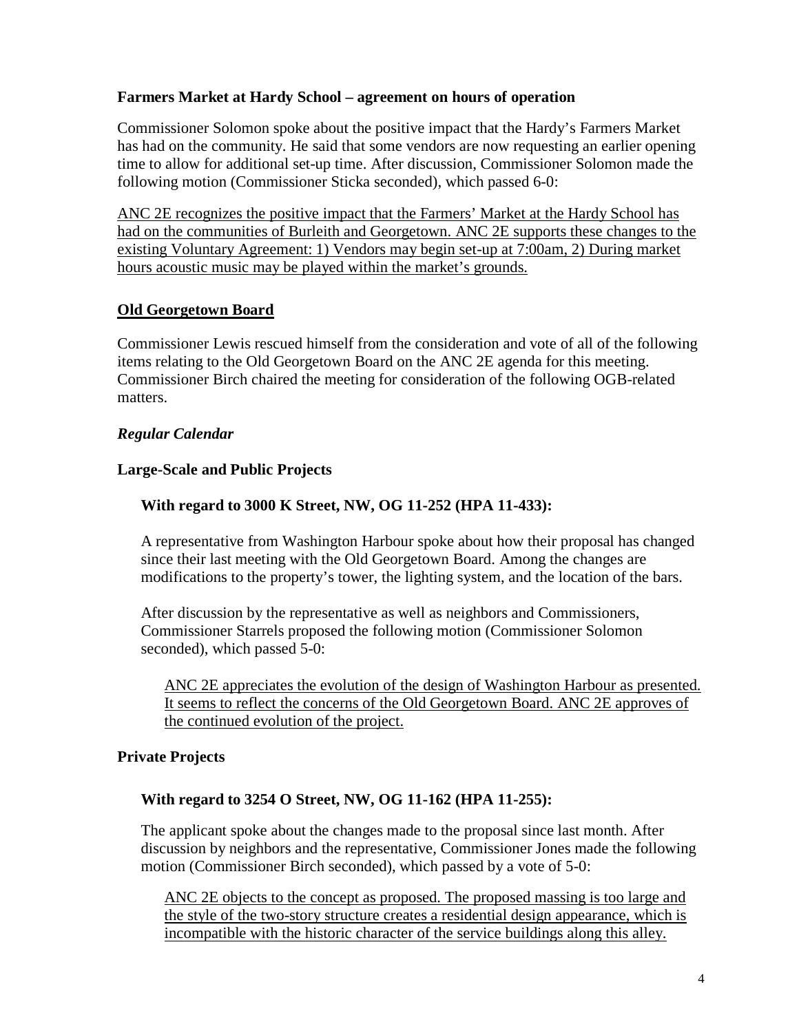**Farmers Market at Hardy School – agreement on hours of operation**

Commissioner Solomon spoke about the positive impact that the Hardy's Farmers Market has had on the community. He said that some vendors are now requesting an earlier opening time to allow for additional set-up time. After discussion, Commissioner Solomon made the following motion (Commissioner Sticka seconded), which passed 6-0:

<u>ANC 2E recognizes the positive impact that the Farmers' Market at the Hardy School has had on the communities of Burleith and Georgetown. ANC 2E supports these changes to the existing Voluntary Agreement: 1) Vendors may begin set-up at 7:00am, 2) During market hours acoustic music may be played within the market's grounds.</u>

**<u>Old Georgetown Board</u>**

Commissioner Lewis rescued himself from the consideration and vote of all of the following items relating to the Old Georgetown Board on the ANC 2E agenda for this meeting. Commissioner Birch chaired the meeting for consideration of the following OGB-related matters.

***Regular Calendar***

**Large-Scale and Public Projects**

**With regard to 3000 K Street, NW, OG 11-252 (HPA 11-433):**

A representative from Washington Harbour spoke about how their proposal has changed since their last meeting with the Old Georgetown Board. Among the changes are modifications to the property's tower, the lighting system, and the location of the bars.

After discussion by the representative as well as neighbors and Commissioners, Commissioner Starrels proposed the following motion (Commissioner Solomon seconded), which passed 5-0:

<u>ANC 2E appreciates the evolution of the design of Washington Harbour as presented. It seems to reflect the concerns of the Old Georgetown Board. ANC 2E approves of the continued evolution of the project.</u>

**Private Projects**

**With regard to 3254 O Street, NW, OG 11-162 (HPA 11-255):**

The applicant spoke about the changes made to the proposal since last month. After discussion by neighbors and the representative, Commissioner Jones made the following motion (Commissioner Birch seconded), which passed by a vote of 5-0:

<u>ANC 2E objects to the concept as proposed. The proposed massing is too large and the style of the two-story structure creates a residential design appearance, which is incompatible with the historic character of the service buildings along this alley.</u>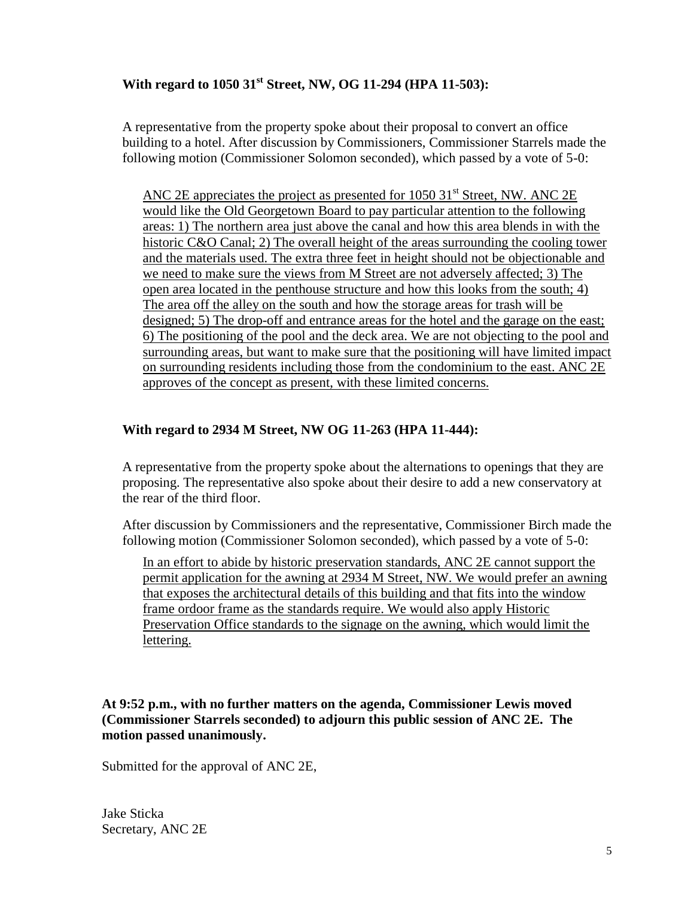**With regard to 1050 31st Street, NW, OG 11-294 (HPA 11-503):**

A representative from the property spoke about their proposal to convert an office building to a hotel. After discussion by Commissioners, Commissioner Starrels made the following motion (Commissioner Solomon seconded), which passed by a vote of 5-0:

> <u>ANC 2E appreciates the project as presented for 1050 31st Street, NW. ANC 2E would like the Old Georgetown Board to pay particular attention to the following areas: 1) The northern area just above the canal and how this area blends in with the historic C&O Canal; 2) The overall height of the areas surrounding the cooling tower and the materials used. The extra three feet in height should not be objectionable and we need to make sure the views from M Street are not adversely affected; 3) The open area located in the penthouse structure and how this looks from the south; 4) The area off the alley on the south and how the storage areas for trash will be designed; 5) The drop-off and entrance areas for the hotel and the garage on the east; 6) The positioning of the pool and the deck area. We are not objecting to the pool and surrounding areas, but want to make sure that the positioning will have limited impact on surrounding residents including those from the condominium to the east. ANC 2E approves of the concept as present, with these limited concerns.</u>

**With regard to 2934 M Street, NW OG 11-263 (HPA 11-444):**

A representative from the property spoke about the alternations to openings that they are proposing. The representative also spoke about their desire to add a new conservatory at the rear of the third floor.

After discussion by Commissioners and the representative, Commissioner Birch made the following motion (Commissioner Solomon seconded), which passed by a vote of 5-0:

> <u>In an effort to abide by historic preservation standards, ANC 2E cannot support the permit application for the awning at 2934 M Street, NW. We would prefer an awning that exposes the architectural details of this building and that fits into the window frame ordoor frame as the standards require. We would also apply Historic Preservation Office standards to the signage on the awning, which would limit the lettering.</u>

**At 9:52 p.m., with no further matters on the agenda, Commissioner Lewis moved (Commissioner Starrels seconded) to adjourn this public session of ANC 2E. The motion passed unanimously.**

Submitted for the approval of ANC 2E,

Jake Sticka
Secretary, ANC 2E